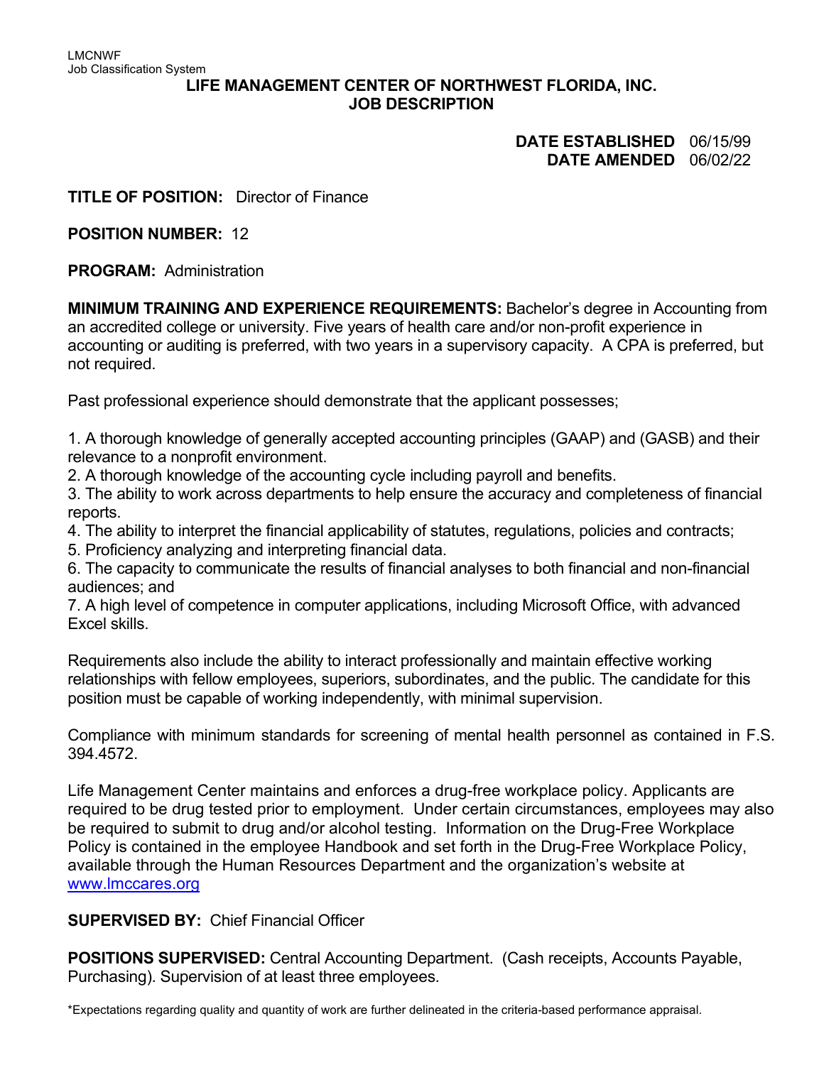LMCNWF
Job Classification System

# LIFE MANAGEMENT CENTER OF NORTHWEST FLORIDA, INC.
## JOB DESCRIPTION

**DATE ESTABLISHED** 06/15/99
**DATE AMENDED** 06/02/22

**TITLE OF POSITION:** Director of Finance

**POSITION NUMBER:** 12

**PROGRAM:** Administration

**MINIMUM TRAINING AND EXPERIENCE REQUIREMENTS:** Bachelor's degree in Accounting from an accredited college or university. Five years of health care and/or non-profit experience in accounting or auditing is preferred, with two years in a supervisory capacity. A CPA is preferred, but not required.

Past professional experience should demonstrate that the applicant possesses;

1. A thorough knowledge of generally accepted accounting principles (GAAP) and (GASB) and their relevance to a nonprofit environment.
2. A thorough knowledge of the accounting cycle including payroll and benefits.
3. The ability to work across departments to help ensure the accuracy and completeness of financial reports.
4. The ability to interpret the financial applicability of statutes, regulations, policies and contracts;
5. Proficiency analyzing and interpreting financial data.
6. The capacity to communicate the results of financial analyses to both financial and non-financial audiences; and
7. A high level of competence in computer applications, including Microsoft Office, with advanced Excel skills.

Requirements also include the ability to interact professionally and maintain effective working relationships with fellow employees, superiors, subordinates, and the public. The candidate for this position must be capable of working independently, with minimal supervision.

Compliance with minimum standards for screening of mental health personnel as contained in F.S. 394.4572.

Life Management Center maintains and enforces a drug-free workplace policy. Applicants are required to be drug tested prior to employment. Under certain circumstances, employees may also be required to submit to drug and/or alcohol testing. Information on the Drug-Free Workplace Policy is contained in the employee Handbook and set forth in the Drug-Free Workplace Policy, available through the Human Resources Department and the organization's website at www.lmccares.org

**SUPERVISED BY:** Chief Financial Officer

**POSITIONS SUPERVISED:** Central Accounting Department. (Cash receipts, Accounts Payable, Purchasing). Supervision of at least three employees.

*Expectations regarding quality and quantity of work are further delineated in the criteria-based performance appraisal.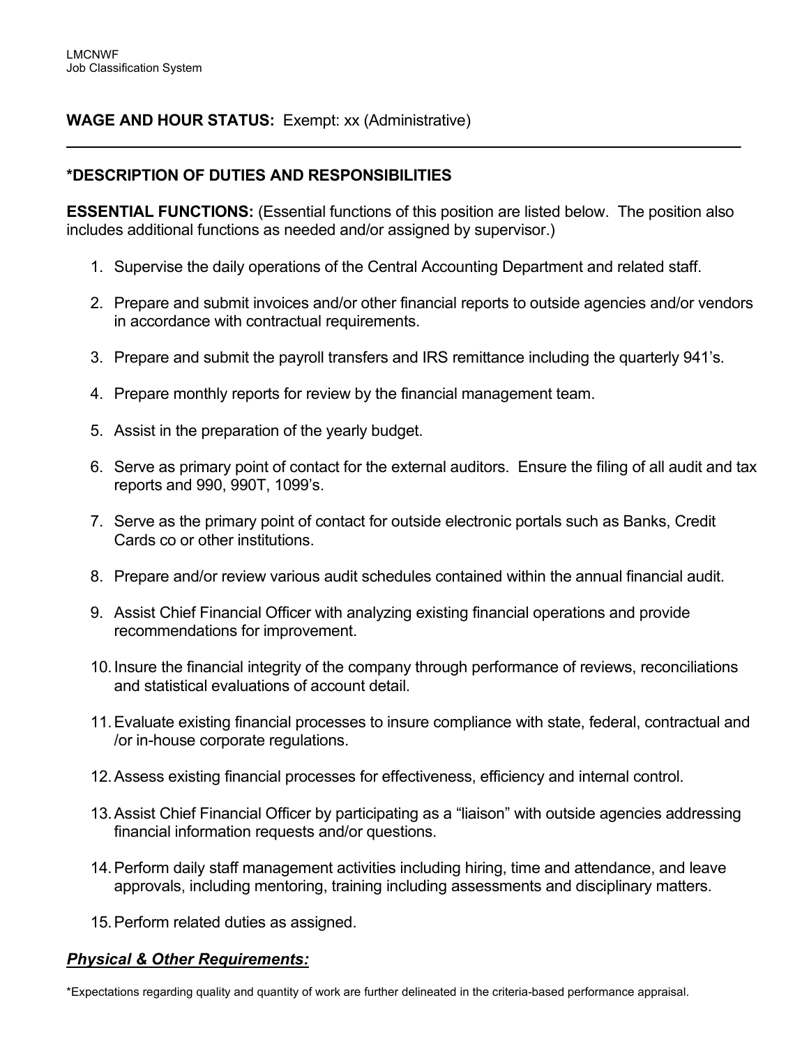**WAGE AND HOUR STATUS:** Exempt: xx (Administrative)

---

**\*DESCRIPTION OF DUTIES AND RESPONSIBILITIES**

**ESSENTIAL FUNCTIONS:** (Essential functions of this position are listed below. The position also includes additional functions as needed and/or assigned by supervisor.)

1. Supervise the daily operations of the Central Accounting Department and related staff.
2. Prepare and submit invoices and/or other financial reports to outside agencies and/or vendors in accordance with contractual requirements.
3. Prepare and submit the payroll transfers and IRS remittance including the quarterly 941's.
4. Prepare monthly reports for review by the financial management team.
5. Assist in the preparation of the yearly budget.
6. Serve as primary point of contact for the external auditors. Ensure the filing of all audit and tax reports and 990, 990T, 1099's.
7. Serve as the primary point of contact for outside electronic portals such as Banks, Credit Cards co or other institutions.
8. Prepare and/or review various audit schedules contained within the annual financial audit.
9. Assist Chief Financial Officer with analyzing existing financial operations and provide recommendations for improvement.
10. Insure the financial integrity of the company through performance of reviews, reconciliations and statistical evaluations of account detail.
11. Evaluate existing financial processes to insure compliance with state, federal, contractual and /or in-house corporate regulations.
12. Assess existing financial processes for effectiveness, efficiency and internal control.
13. Assist Chief Financial Officer by participating as a "liaison" with outside agencies addressing financial information requests and/or questions.
14. Perform daily staff management activities including hiring, time and attendance, and leave approvals, including mentoring, training including assessments and disciplinary matters.
15. Perform related duties as assigned.

***Physical & Other Requirements:***

\*Expectations regarding quality and quantity of work are further delineated in the criteria-based performance appraisal.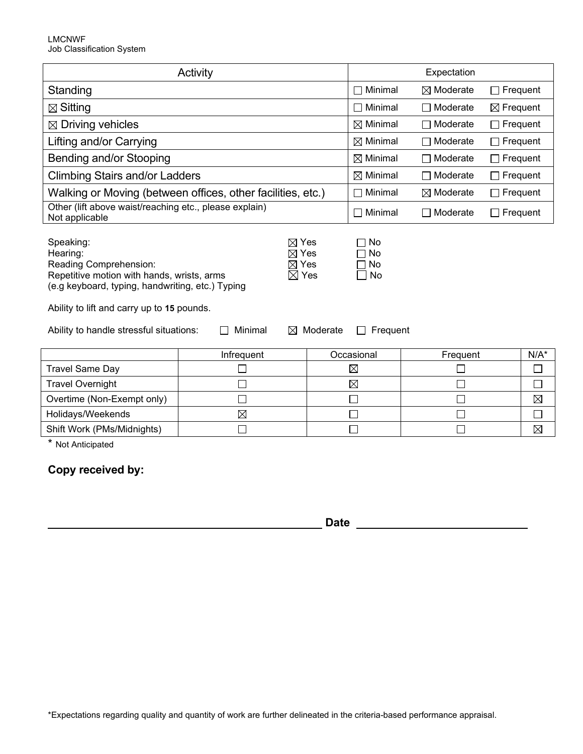| Activity | Expectation | | |
|---|---|---|---|
| Standing | ☐ Minimal | ☒ Moderate | ☐ Frequent |
| ☒ Sitting | ☐ Minimal | ☐ Moderate | ☒ Frequent |
| ☒ Driving vehicles | ☒ Minimal | ☐ Moderate | ☐ Frequent |
| Lifting and/or Carrying | ☒ Minimal | ☐ Moderate | ☐ Frequent |
| Bending and/or Stooping | ☒ Minimal | ☐ Moderate | ☐ Frequent |
| Climbing Stairs and/or Ladders | ☒ Minimal | ☐ Moderate | ☐ Frequent |
| Walking or Moving (between offices, other facilities, etc.) | ☐ Minimal | ☒ Moderate | ☐ Frequent |
| Other (lift above waist/reaching etc., please explain) Not applicable | ☐ Minimal | ☐ Moderate | ☐ Frequent |

| | | |
|---|---|---|
| Speaking: | ☒ Yes | ☐ No |
| Hearing: | ☒ Yes | ☐ No |
| Reading Comprehension: | ☒ Yes | ☐ No |
| Repetitive motion with hands, wrists, arms (e.g keyboard, typing, handwriting, etc.) Typing | ☒ Yes | ☐ No |

Ability to lift and carry up to **15** pounds.

Ability to handle stressful situations: ☐ Minimal ☒ Moderate ☐ Frequent

| | Infrequent | Occasional | Frequent | N/A* |
|---|---|---|---|---|
| Travel Same Day | ☐ | ☒ | ☐ | ☐ |
| Travel Overnight | ☐ | ☒ | ☐ | ☐ |
| Overtime (Non-Exempt only) | ☐ | ☐ | ☐ | ☒ |
| Holidays/Weekends | ☒ | ☐ | ☐ | ☐ |
| Shift Work (PMs/Midnights) | ☐ | ☐ | ☐ | ☒ |

* Not Anticipated

**Copy received by:**

_______________________________________________ **Date** ______________________________

*Expectations regarding quality and quantity of work are further delineated in the criteria-based performance appraisal.